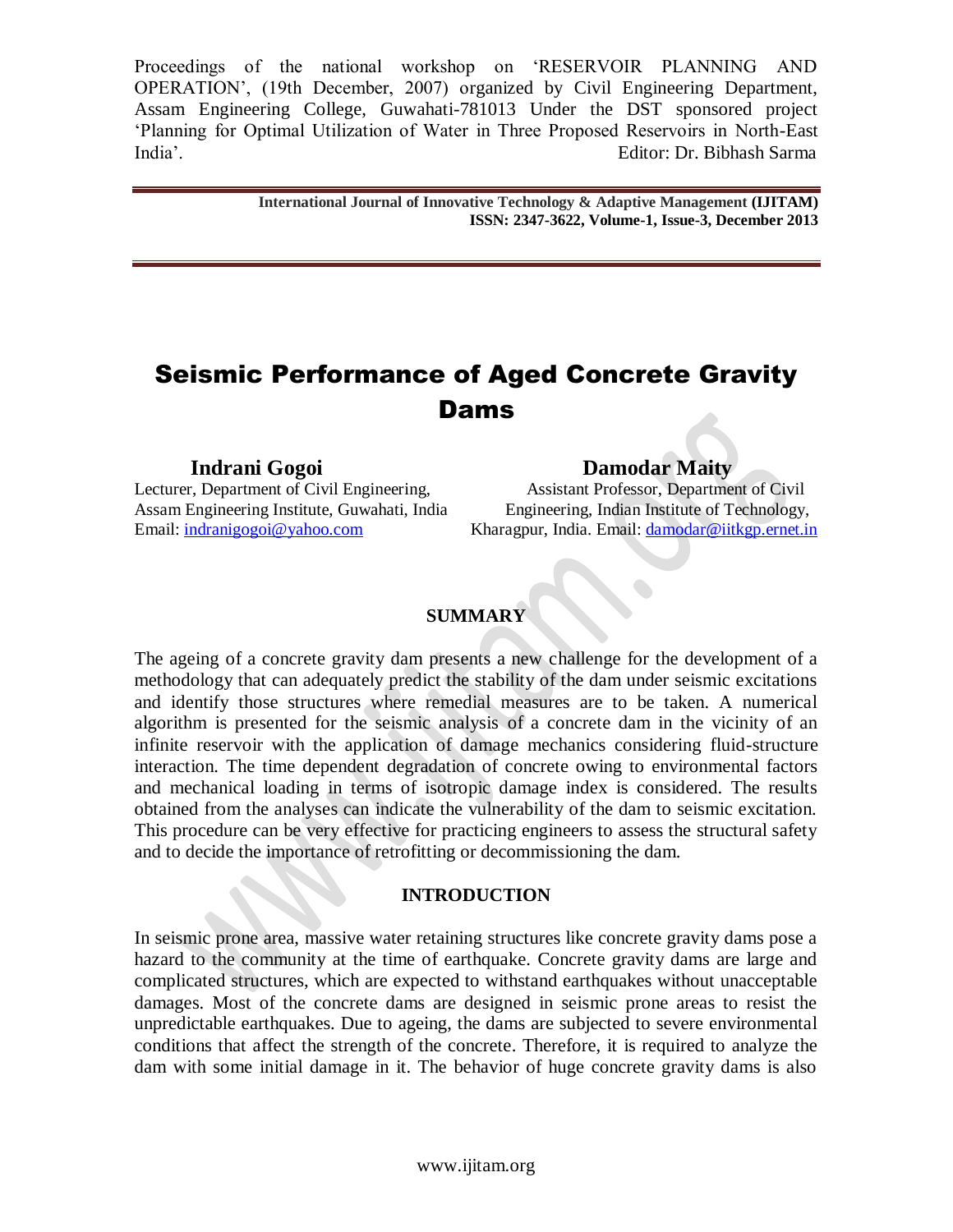Proceedings of the national workshop on 'RESERVOIR PLANNING AND OPERATION', (19th December, 2007) organized by Civil Engineering Department, Assam Engineering College, Guwahati-781013 Under the DST sponsored project 'Planning for Optimal Utilization of Water in Three Proposed Reservoirs in North-East India'. Editor: Dr. Bibhash Sarma

**International Journal of Innovative Technology & Adaptive Management (IJITAM)**
**ISSN: 2347-3622, Volume-1, Issue-3, December 2013**

# Seismic Performance of Aged Concrete Gravity Dams

**Indrani Gogoi**
Lecturer, Department of Civil Engineering, Assam Engineering Institute, Guwahati, India
Email: indranigogoi@yahoo.com

**Damodar Maity**
Assistant Professor, Department of Civil Engineering, Indian Institute of Technology, Kharagpur, India. Email: damodar@iitkgp.ernet.in

## SUMMARY

The ageing of a concrete gravity dam presents a new challenge for the development of a methodology that can adequately predict the stability of the dam under seismic excitations and identify those structures where remedial measures are to be taken. A numerical algorithm is presented for the seismic analysis of a concrete dam in the vicinity of an infinite reservoir with the application of damage mechanics considering fluid-structure interaction. The time dependent degradation of concrete owing to environmental factors and mechanical loading in terms of isotropic damage index is considered. The results obtained from the analyses can indicate the vulnerability of the dam to seismic excitation. This procedure can be very effective for practicing engineers to assess the structural safety and to decide the importance of retrofitting or decommissioning the dam.

## INTRODUCTION

In seismic prone area, massive water retaining structures like concrete gravity dams pose a hazard to the community at the time of earthquake. Concrete gravity dams are large and complicated structures, which are expected to withstand earthquakes without unacceptable damages. Most of the concrete dams are designed in seismic prone areas to resist the unpredictable earthquakes. Due to ageing, the dams are subjected to severe environmental conditions that affect the strength of the concrete. Therefore, it is required to analyze the dam with some initial damage in it. The behavior of huge concrete gravity dams is also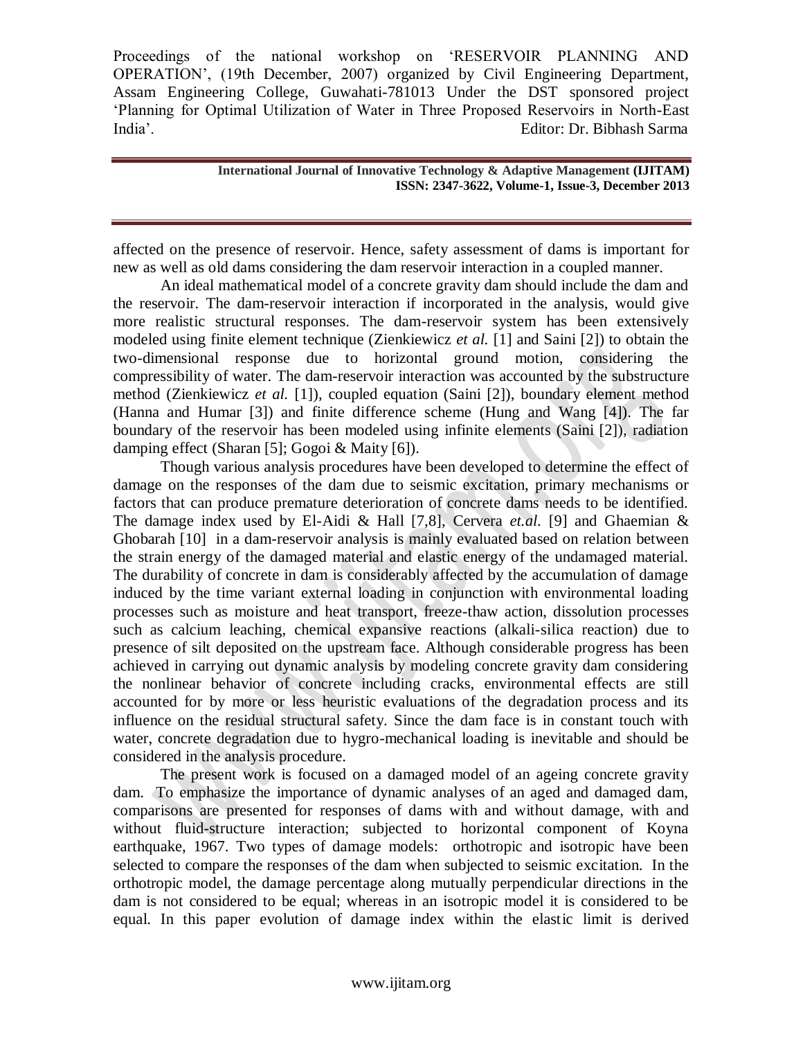affected on the presence of reservoir. Hence, safety assessment of dams is important for new as well as old dams considering the dam reservoir interaction in a coupled manner.

An ideal mathematical model of a concrete gravity dam should include the dam and the reservoir. The dam-reservoir interaction if incorporated in the analysis, would give more realistic structural responses. The dam-reservoir system has been extensively modeled using finite element technique (Zienkiewicz *et al.* [1] and Saini [2]) to obtain the two-dimensional response due to horizontal ground motion, considering the compressibility of water. The dam-reservoir interaction was accounted by the substructure method (Zienkiewicz *et al.* [1]), coupled equation (Saini [2]), boundary element method (Hanna and Humar [3]) and finite difference scheme (Hung and Wang [4]). The far boundary of the reservoir has been modeled using infinite elements (Saini [2]), radiation damping effect (Sharan [5]; Gogoi & Maity [6]).

Though various analysis procedures have been developed to determine the effect of damage on the responses of the dam due to seismic excitation, primary mechanisms or factors that can produce premature deterioration of concrete dams needs to be identified. The damage index used by El-Aidi & Hall [7,8], Cervera *et.al.* [9] and Ghaemian & Ghobarah [10] in a dam-reservoir analysis is mainly evaluated based on relation between the strain energy of the damaged material and elastic energy of the undamaged material. The durability of concrete in dam is considerably affected by the accumulation of damage induced by the time variant external loading in conjunction with environmental loading processes such as moisture and heat transport, freeze-thaw action, dissolution processes such as calcium leaching, chemical expansive reactions (alkali-silica reaction) due to presence of silt deposited on the upstream face. Although considerable progress has been achieved in carrying out dynamic analysis by modeling concrete gravity dam considering the nonlinear behavior of concrete including cracks, environmental effects are still accounted for by more or less heuristic evaluations of the degradation process and its influence on the residual structural safety. Since the dam face is in constant touch with water, concrete degradation due to hygro-mechanical loading is inevitable and should be considered in the analysis procedure.

The present work is focused on a damaged model of an ageing concrete gravity dam. To emphasize the importance of dynamic analyses of an aged and damaged dam, comparisons are presented for responses of dams with and without damage, with and without fluid-structure interaction; subjected to horizontal component of Koyna earthquake, 1967. Two types of damage models: orthotropic and isotropic have been selected to compare the responses of the dam when subjected to seismic excitation. In the orthotropic model, the damage percentage along mutually perpendicular directions in the dam is not considered to be equal; whereas in an isotropic model it is considered to be equal. In this paper evolution of damage index within the elastic limit is derived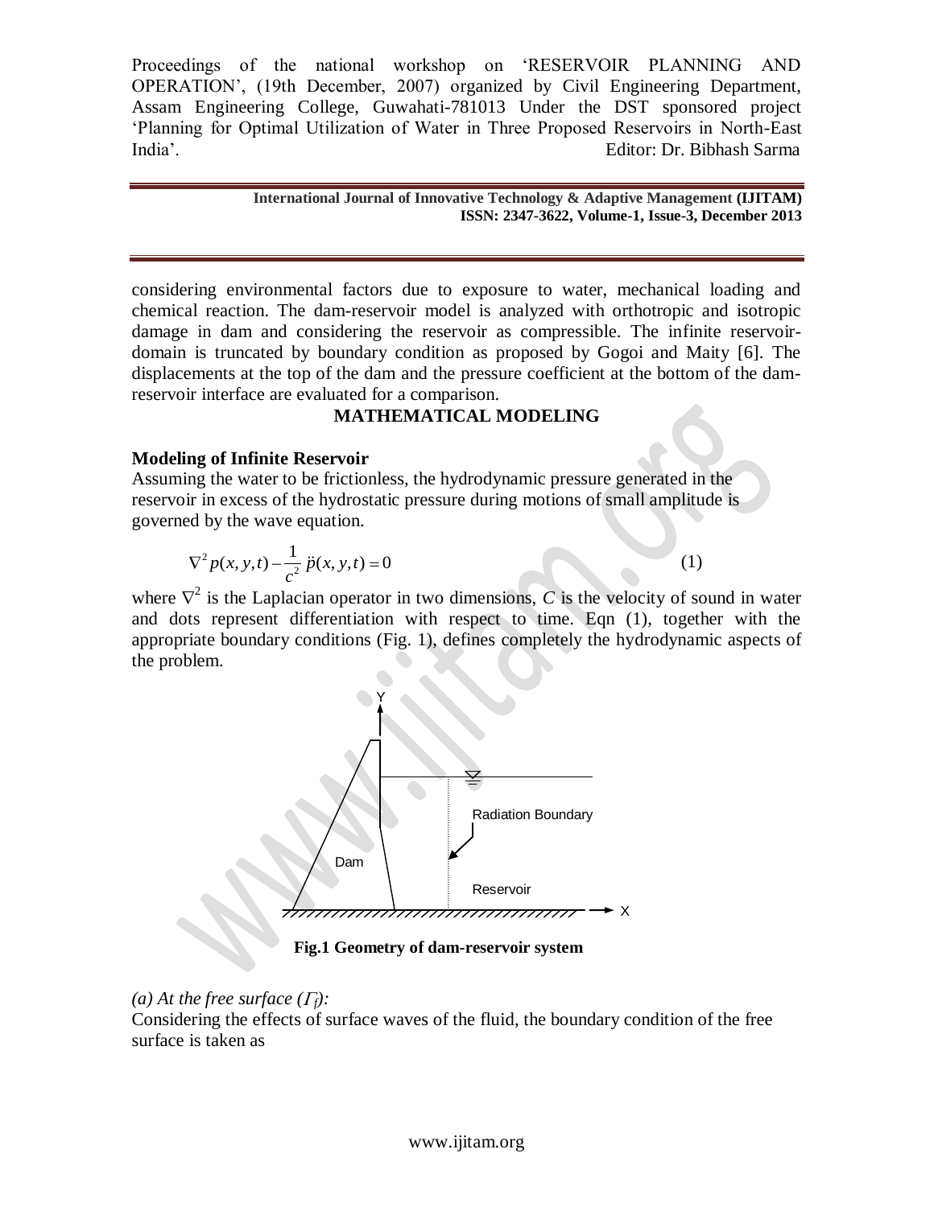considering environmental factors due to exposure to water, mechanical loading and chemical reaction. The dam-reservoir model is analyzed with orthotropic and isotropic damage in dam and considering the reservoir as compressible. The infinite reservoir-domain is truncated by boundary condition as proposed by Gogoi and Maity [6]. The displacements at the top of the dam and the pressure coefficient at the bottom of the dam-reservoir interface are evaluated for a comparison.

## MATHEMATICAL MODELING

### Modeling of Infinite Reservoir

Assuming the water to be frictionless, the hydrodynamic pressure generated in the reservoir in excess of the hydrostatic pressure during motions of small amplitude is governed by the wave equation.

$$\nabla^2 p(x,y,t) - \frac{1}{c^2}\ddot{p}(x,y,t) = 0 \tag{1}$$

where $\nabla^2$ is the Laplacian operator in two dimensions, $C$ is the velocity of sound in water and dots represent differentiation with respect to time. Eqn (1), together with the appropriate boundary conditions (Fig. 1), defines completely the hydrodynamic aspects of the problem.

**Fig.1 Geometry of dam-reservoir system**

*(a) At the free surface ($\Gamma_f$):*

Considering the effects of surface waves of the fluid, the boundary condition of the free surface is taken as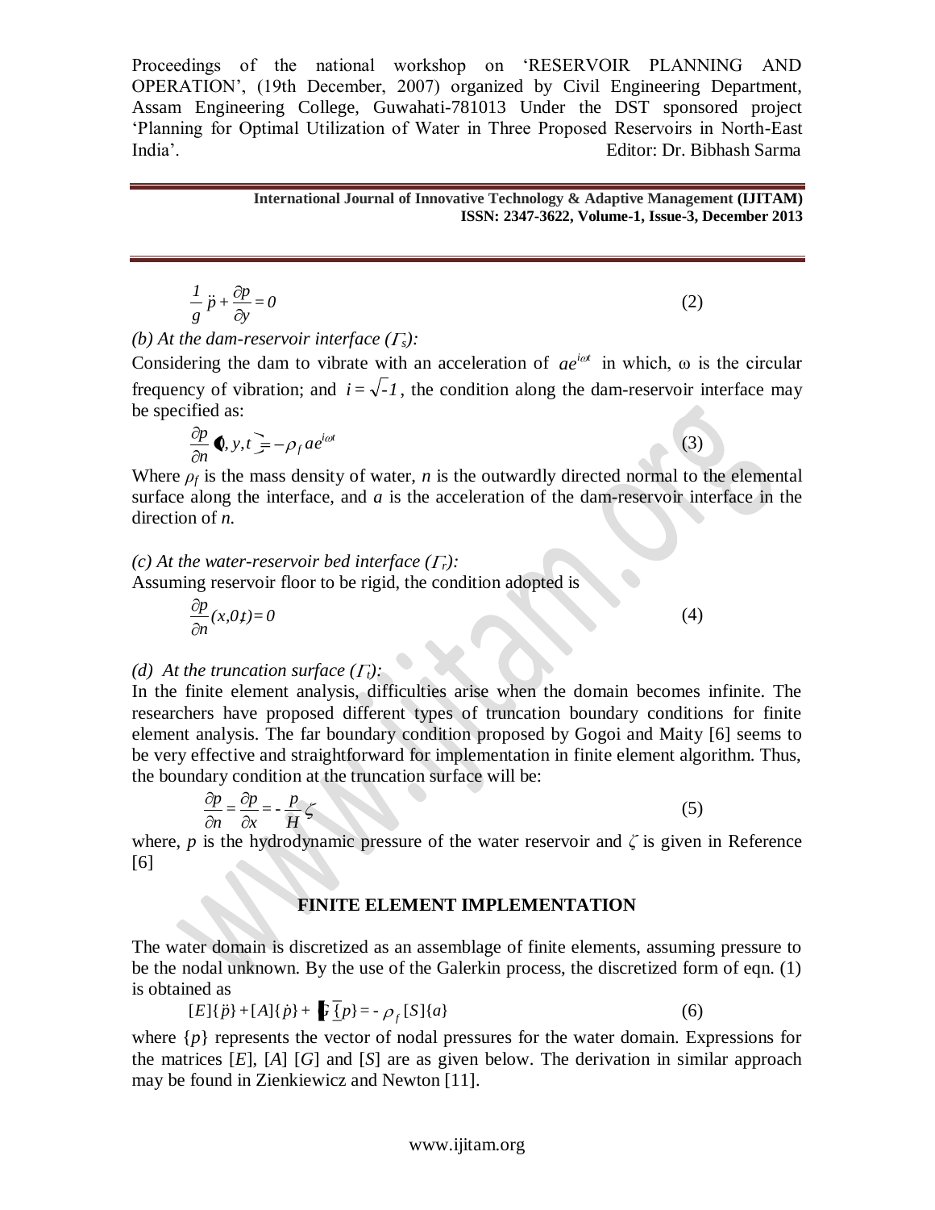$$\frac{1}{g}\ddot{p} + \frac{\partial p}{\partial y} = 0 \tag{2}$$

*(b) At the dam-reservoir interface ($\Gamma_s$):*

Considering the dam to vibrate with an acceleration of $ae^{i\omega t}$ in which, ω is the circular frequency of vibration; and $i = \sqrt{-1}$, the condition along the dam-reservoir interface may be specified as:

$$\frac{\partial p}{\partial n}(0, y, t) = -\rho_f a e^{i\omega t} \tag{3}$$

Where $\rho_f$ is the mass density of water, *n* is the outwardly directed normal to the elemental surface along the interface, and *a* is the acceleration of the dam-reservoir interface in the direction of *n*.

*(c) At the water-reservoir bed interface ($\Gamma_r$):*

Assuming reservoir floor to be rigid, the condition adopted is

$$\frac{\partial p}{\partial n}(x, 0, t) = 0 \tag{4}$$

*(d) At the truncation surface ($\Gamma_t$):*

In the finite element analysis, difficulties arise when the domain becomes infinite. The researchers have proposed different types of truncation boundary conditions for finite element analysis. The far boundary condition proposed by Gogoi and Maity [6] seems to be very effective and straightforward for implementation in finite element algorithm. Thus, the boundary condition at the truncation surface will be:

$$\frac{\partial p}{\partial n} = \frac{\partial p}{\partial x} = -\frac{p}{H}\zeta \tag{5}$$

where, *p* is the hydrodynamic pressure of the water reservoir and $\zeta$ is given in Reference [6]

## FINITE ELEMENT IMPLEMENTATION

The water domain is discretized as an assemblage of finite elements, assuming pressure to be the nodal unknown. By the use of the Galerkin process, the discretized form of eqn. (1) is obtained as

$$[E]\{\ddot{p}\} + [A]\{\dot{p}\} + [G]\{p\} = -\rho_f [S]\{a\} \tag{6}$$

where $\{p\}$ represents the vector of nodal pressures for the water domain. Expressions for the matrices [*E*], [*A*] [*G*] and [*S*] are as given below. The derivation in similar approach may be found in Zienkiewicz and Newton [11].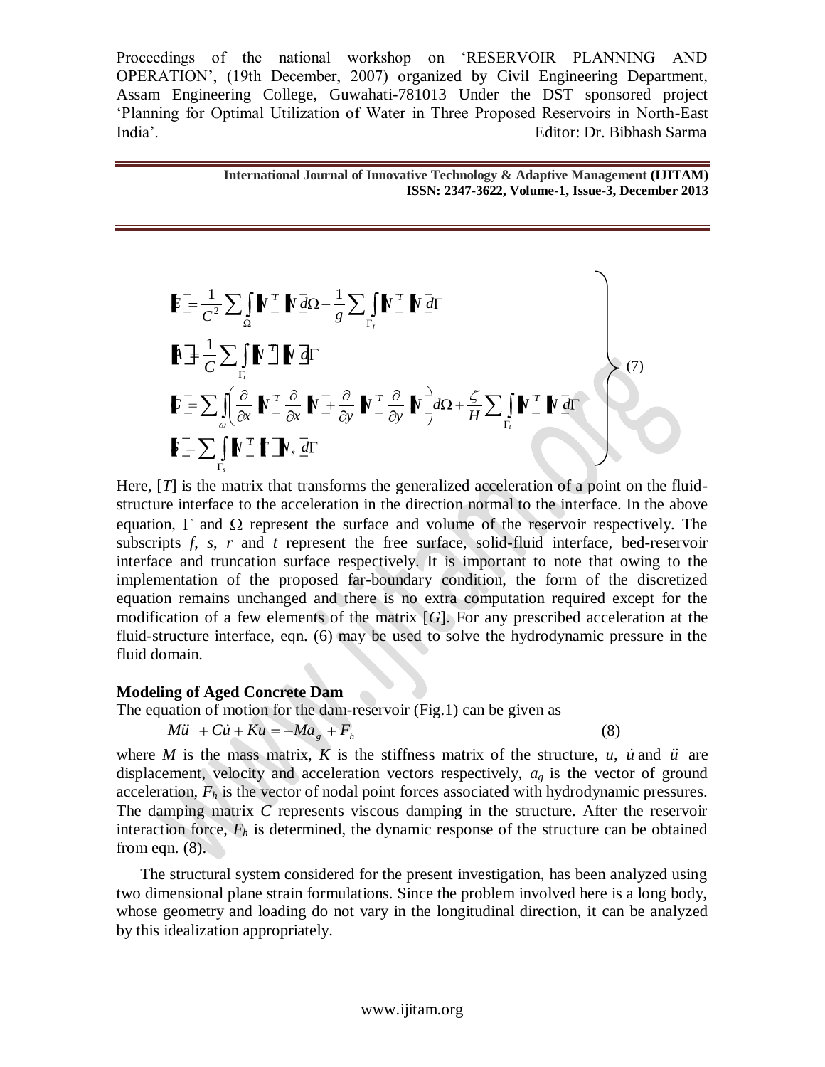$$
\left.
\begin{aligned}
[E] &= \frac{1}{C^2}\sum\int_{\Omega}[N]^T[N]\,d\Omega + \frac{1}{g}\sum\int_{\Gamma_f}[N]^T[N]\,d\Gamma \\
[A] &= \frac{1}{C}\sum\int_{\Gamma_t}[N]^T[N]\,d\Gamma \\
[G] &= \sum\int_{\omega}\left(\frac{\partial}{\partial x}[N]^T\frac{\partial}{\partial x}[N] + \frac{\partial}{\partial y}[N]^T\frac{\partial}{\partial y}[N]\right)d\Omega + \frac{\zeta}{H}\sum\int_{\Gamma_t}[N]^T[N]\,d\Gamma \\
[S] &= \sum\int_{\Gamma_s}[N]^T[T][N_s]\,d\Gamma
\end{aligned}
\right\} \quad (7)
$$

Here, $[T]$ is the matrix that transforms the generalized acceleration of a point on the fluid-structure interface to the acceleration in the direction normal to the interface. In the above equation, $\Gamma$ and $\Omega$ represent the surface and volume of the reservoir respectively. The subscripts *f*, *s*, *r* and *t* represent the free surface, solid-fluid interface, bed-reservoir interface and truncation surface respectively. It is important to note that owing to the implementation of the proposed far-boundary condition, the form of the discretized equation remains unchanged and there is no extra computation required except for the modification of a few elements of the matrix $[G]$. For any prescribed acceleration at the fluid-structure interface, eqn. (6) may be used to solve the hydrodynamic pressure in the fluid domain.

**Modeling of Aged Concrete Dam**

The equation of motion for the dam-reservoir (Fig.1) can be given as

$$
M\ddot{u} + C\dot{u} + Ku = -Ma_g + F_h \quad (8)
$$

where $M$ is the mass matrix, $K$ is the stiffness matrix of the structure, $u$, $\dot{u}$ and $\ddot{u}$ are displacement, velocity and acceleration vectors respectively, $a_g$ is the vector of ground acceleration, $F_h$ is the vector of nodal point forces associated with hydrodynamic pressures. The damping matrix $C$ represents viscous damping in the structure. After the reservoir interaction force, $F_h$ is determined, the dynamic response of the structure can be obtained from eqn. (8).

The structural system considered for the present investigation, has been analyzed using two dimensional plane strain formulations. Since the problem involved here is a long body, whose geometry and loading do not vary in the longitudinal direction, it can be analyzed by this idealization appropriately.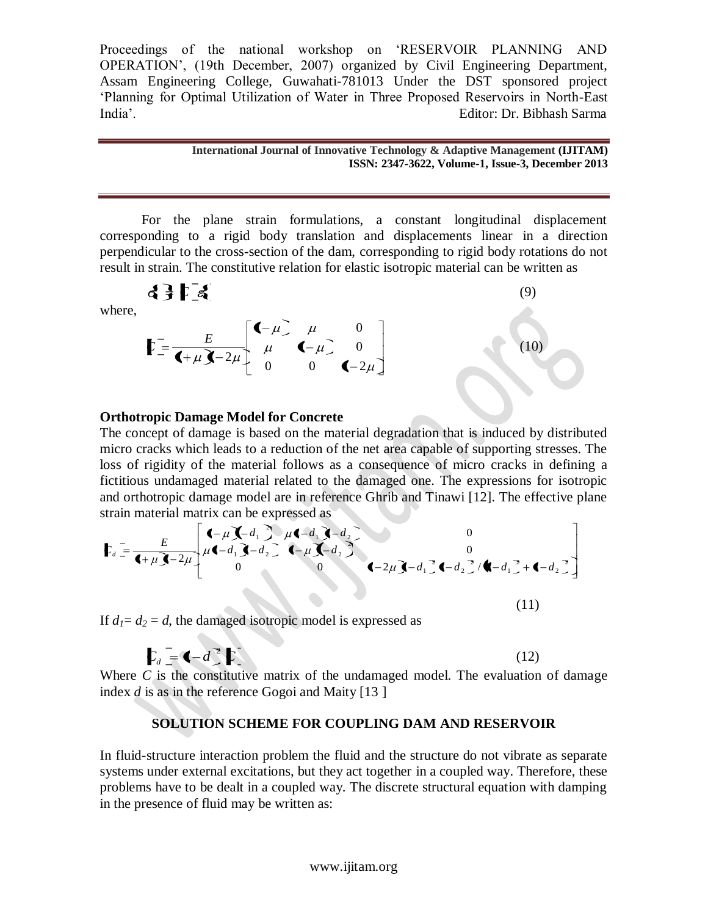For the plane strain formulations, a constant longitudinal displacement corresponding to a rigid body translation and displacements linear in a direction perpendicular to the cross-section of the dam, corresponding to rigid body rotations do not result in strain. The constitutive relation for elastic isotropic material can be written as

$$\{\sigma\} = [C]\{\varepsilon\} \tag{9}$$

where,

$$[C] = \frac{E}{(1+\mu)(1-2\mu)} \begin{bmatrix} (1-\mu) & \mu & 0 \\ \mu & (1-\mu) & 0 \\ 0 & 0 & (1-2\mu) \end{bmatrix} \tag{10}$$

## Orthotropic Damage Model for Concrete

The concept of damage is based on the material degradation that is induced by distributed micro cracks which leads to a reduction of the net area capable of supporting stresses. The loss of rigidity of the material follows as a consequence of micro cracks in defining a fictitious undamaged material related to the damaged one. The expressions for isotropic and orthotropic damage model are in reference Ghrib and Tinawi [12]. The effective plane strain material matrix can be expressed as

$$[C_d] = \frac{E}{(1+\mu)(1-2\mu)} \begin{bmatrix} (1-\mu)(1-d_1)^2 & \mu(1-d_1)(1-d_2) & 0 \\ \mu(1-d_1)(1-d_2) & (1-\mu)(1-d_2)^2 & 0 \\ 0 & 0 & (1-2\mu)(1-d_1)^2(1-d_2)^2/\left((1-d_1)^2+(1-d_2)^2\right) \end{bmatrix} \tag{11}$$

If $d_1 = d_2 = d$, the damaged isotropic model is expressed as

$$[C_d] = (1-d)^2 [C] \tag{12}$$

Where $C$ is the constitutive matrix of the undamaged model. The evaluation of damage index $d$ is as in the reference Gogoi and Maity [13 ]

## SOLUTION SCHEME FOR COUPLING DAM AND RESERVOIR

In fluid-structure interaction problem the fluid and the structure do not vibrate as separate systems under external excitations, but they act together in a coupled way. Therefore, these problems have to be dealt in a coupled way. The discrete structural equation with damping in the presence of fluid may be written as: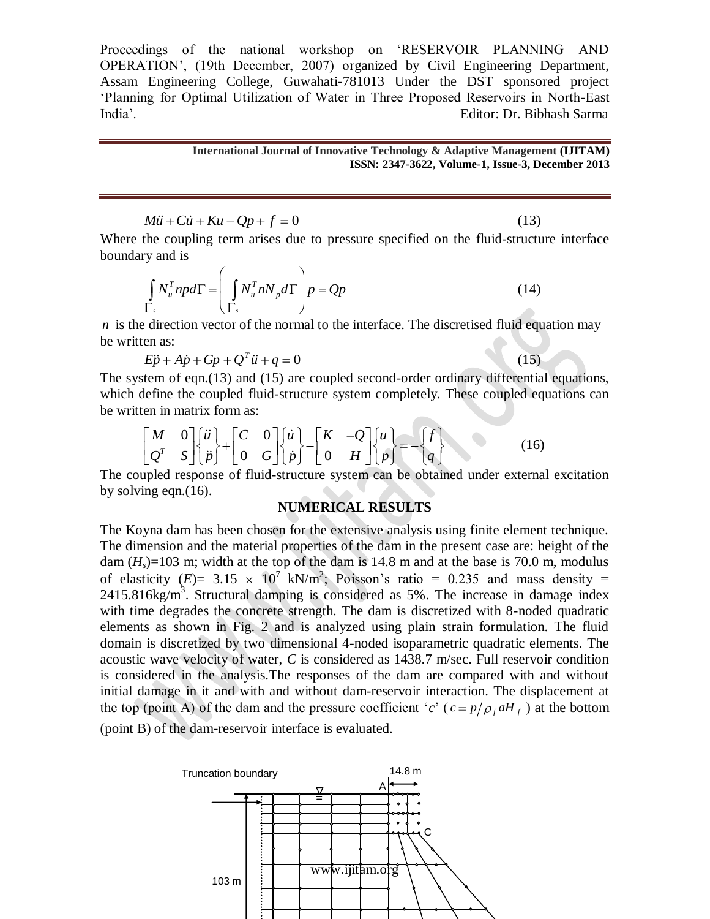$$M\ddot{u} + C\dot{u} + Ku - Qp + f = 0 \qquad (13)$$

Where the coupling term arises due to pressure specified on the fluid-structure interface boundary and is

$$\int_{\Gamma_s} N_u^T npd\Gamma = \left( \int_{\Gamma_s} N_u^T nN_p d\Gamma \right) p = Qp \qquad (14)$$

$n$ is the direction vector of the normal to the interface. The discretised fluid equation may be written as:

$$E\ddot{p} + A\dot{p} + Gp + Q^T \ddot{u} + q = 0 \qquad (15)$$

The system of eqn.(13) and (15) are coupled second-order ordinary differential equations, which define the coupled fluid-structure system completely. These coupled equations can be written in matrix form as:

$$\begin{bmatrix} M & 0 \\ Q^T & S \end{bmatrix} \begin{Bmatrix} \ddot{u} \\ \ddot{p} \end{Bmatrix} + \begin{bmatrix} C & 0 \\ 0 & G \end{bmatrix} \begin{Bmatrix} \dot{u} \\ \dot{p} \end{Bmatrix} + \begin{bmatrix} K & -Q \\ 0 & H \end{bmatrix} \begin{Bmatrix} u \\ p \end{Bmatrix} = -\begin{Bmatrix} f \\ q \end{Bmatrix} \qquad (16)$$

The coupled response of fluid-structure system can be obtained under external excitation by solving eqn.(16).

## NUMERICAL RESULTS

The Koyna dam has been chosen for the extensive analysis using finite element technique. The dimension and the material properties of the dam in the present case are: height of the dam ($H_s$)=103 m; width at the top of the dam is 14.8 m and at the base is 70.0 m, modulus of elasticity ($E$)= 3.15 $\times$ $10^7$ kN/m$^2$; Poisson's ratio = 0.235 and mass density = 2415.816kg/m$^3$. Structural damping is considered as 5%. The increase in damage index with time degrades the concrete strength. The dam is discretized with 8-noded quadratic elements as shown in Fig. 2 and is analyzed using plain strain formulation. The fluid domain is discretized by two dimensional 4-noded isoparametric quadratic elements. The acoustic wave velocity of water, $C$ is considered as 1438.7 m/sec. Full reservoir condition is considered in the analysis.The responses of the dam are compared with and without initial damage in it and with and without dam-reservoir interaction. The displacement at the top (point A) of the dam and the pressure coefficient '$c$' ($c = p/\rho_f aH_f$) at the bottom (point B) of the dam-reservoir interface is evaluated.

Truncation boundary

14.8 m

A

C

103 m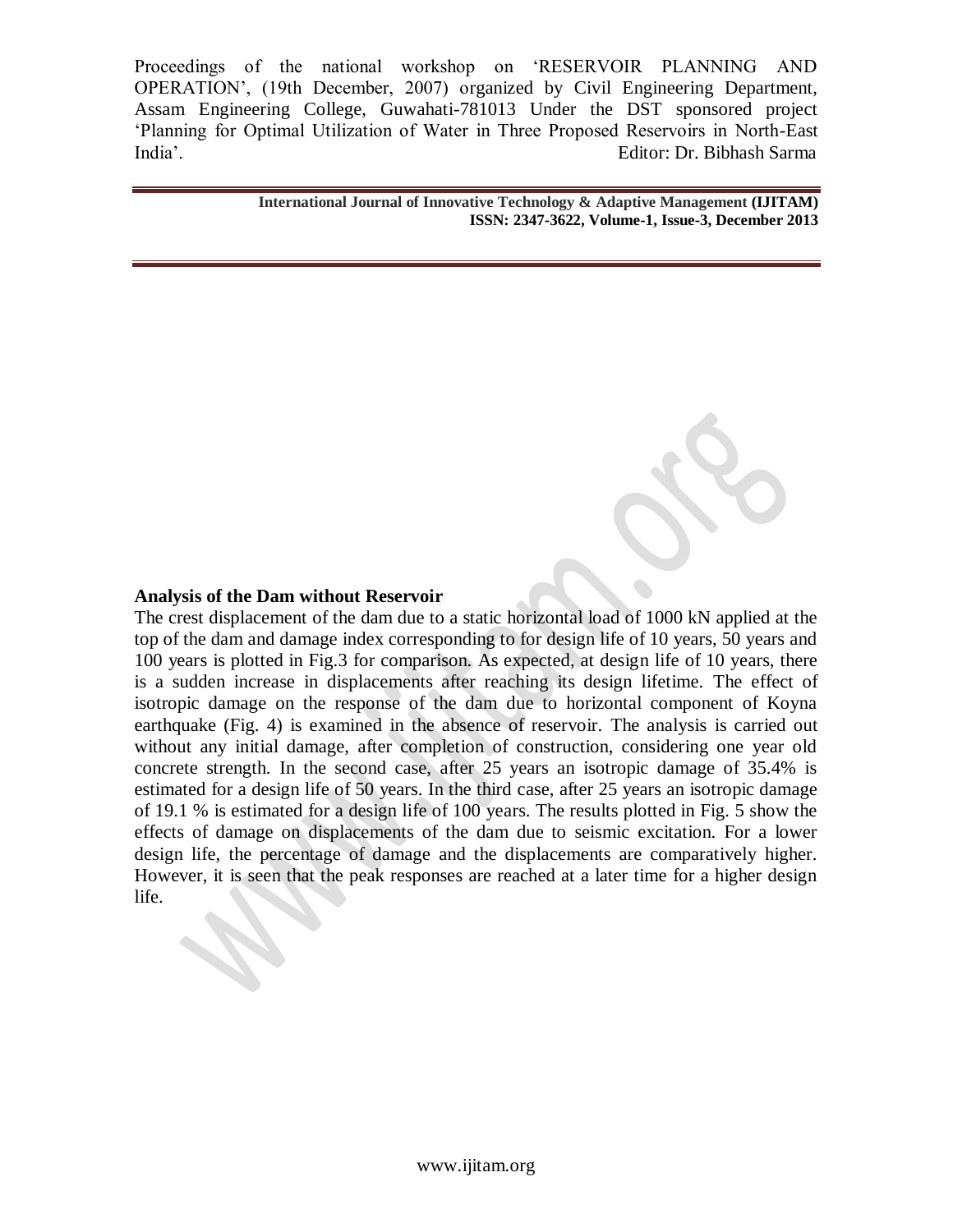### Analysis of the Dam without Reservoir

The crest displacement of the dam due to a static horizontal load of 1000 kN applied at the top of the dam and damage index corresponding to for design life of 10 years, 50 years and 100 years is plotted in Fig.3 for comparison. As expected, at design life of 10 years, there is a sudden increase in displacements after reaching its design lifetime. The effect of isotropic damage on the response of the dam due to horizontal component of Koyna earthquake (Fig. 4) is examined in the absence of reservoir. The analysis is carried out without any initial damage, after completion of construction, considering one year old concrete strength. In the second case, after 25 years an isotropic damage of 35.4% is estimated for a design life of 50 years. In the third case, after 25 years an isotropic damage of 19.1 % is estimated for a design life of 100 years. The results plotted in Fig. 5 show the effects of damage on displacements of the dam due to seismic excitation. For a lower design life, the percentage of damage and the displacements are comparatively higher. However, it is seen that the peak responses are reached at a later time for a higher design life.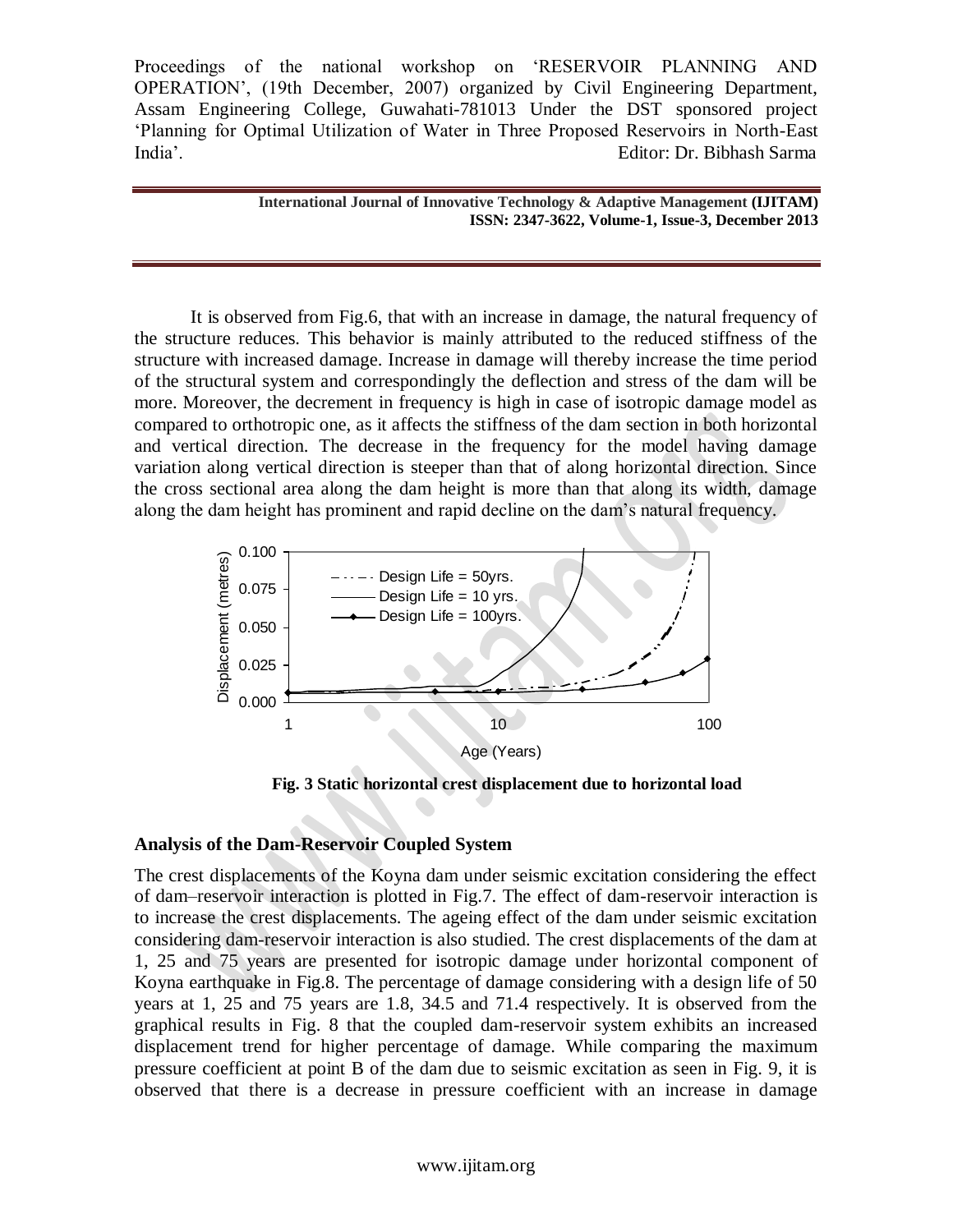It is observed from Fig.6, that with an increase in damage, the natural frequency of the structure reduces. This behavior is mainly attributed to the reduced stiffness of the structure with increased damage. Increase in damage will thereby increase the time period of the structural system and correspondingly the deflection and stress of the dam will be more. Moreover, the decrement in frequency is high in case of isotropic damage model as compared to orthotropic one, as it affects the stiffness of the dam section in both horizontal and vertical direction. The decrease in the frequency for the model having damage variation along vertical direction is steeper than that of along horizontal direction. Since the cross sectional area along the dam height is more than that along its width, damage along the dam height has prominent and rapid decline on the dam's natural frequency.

**Fig. 3 Static horizontal crest displacement due to horizontal load**

### Analysis of the Dam-Reservoir Coupled System

The crest displacements of the Koyna dam under seismic excitation considering the effect of dam–reservoir interaction is plotted in Fig.7. The effect of dam-reservoir interaction is to increase the crest displacements. The ageing effect of the dam under seismic excitation considering dam-reservoir interaction is also studied. The crest displacements of the dam at 1, 25 and 75 years are presented for isotropic damage under horizontal component of Koyna earthquake in Fig.8. The percentage of damage considering with a design life of 50 years at 1, 25 and 75 years are 1.8, 34.5 and 71.4 respectively. It is observed from the graphical results in Fig. 8 that the coupled dam-reservoir system exhibits an increased displacement trend for higher percentage of damage. While comparing the maximum pressure coefficient at point B of the dam due to seismic excitation as seen in Fig. 9, it is observed that there is a decrease in pressure coefficient with an increase in damage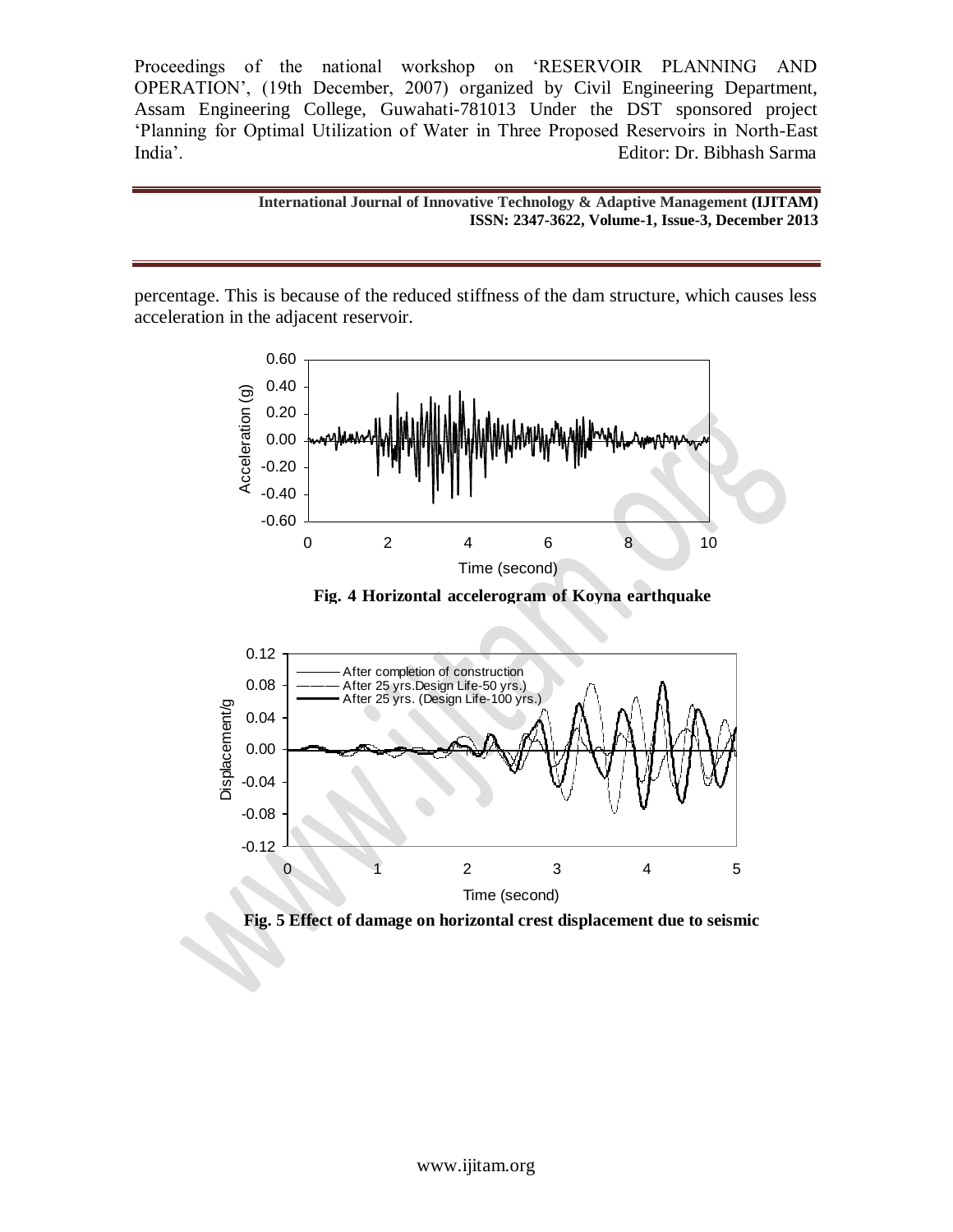percentage. This is because of the reduced stiffness of the dam structure, which causes less acceleration in the adjacent reservoir.

**Fig. 4 Horizontal accelerogram of Koyna earthquake**

**Fig. 5 Effect of damage on horizontal crest displacement due to seismic**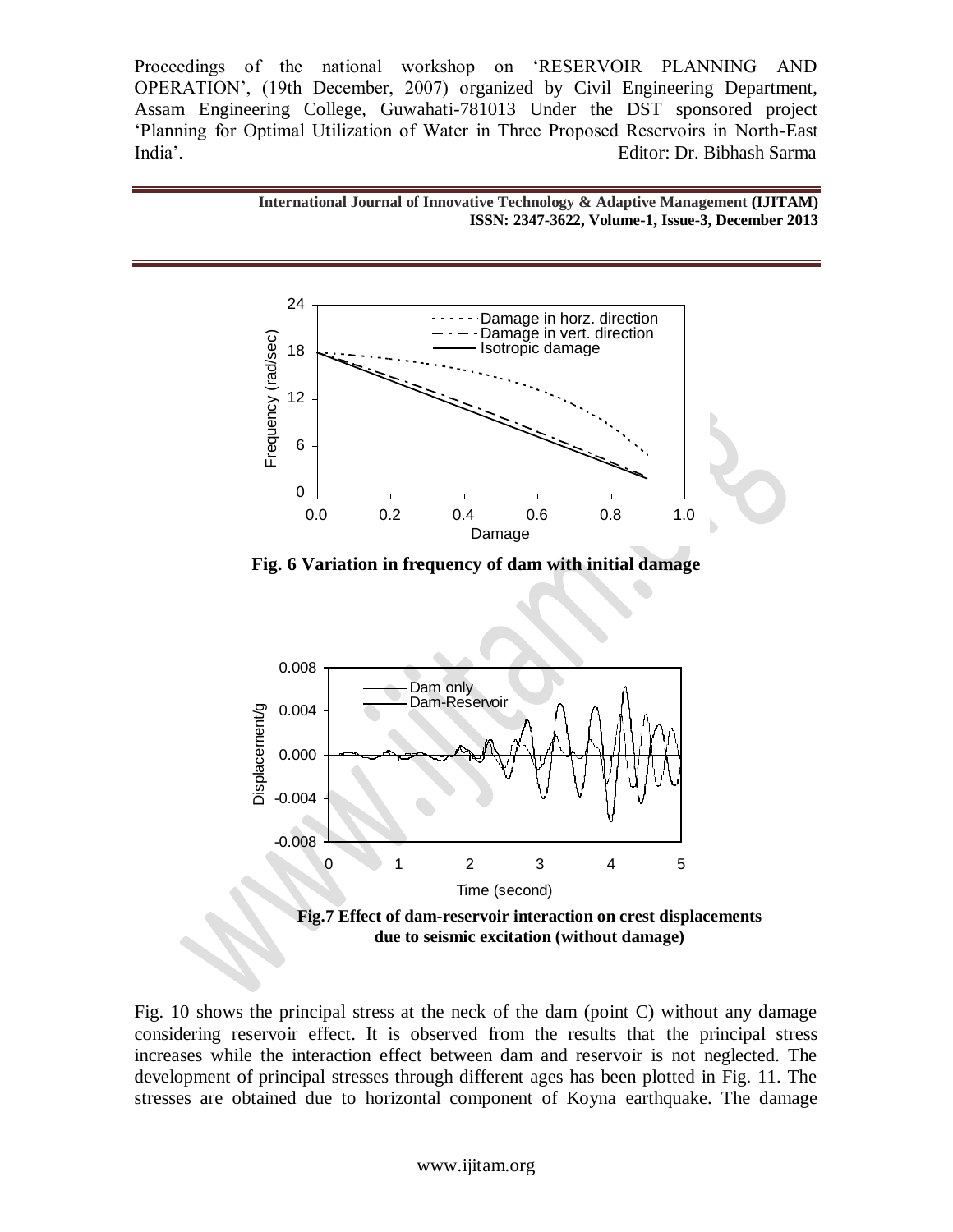Fig. 6 Variation in frequency of dam with initial damage

Fig.7 Effect of dam-reservoir interaction on crest displacements due to seismic excitation (without damage)

Fig. 10 shows the principal stress at the neck of the dam (point C) without any damage considering reservoir effect. It is observed from the results that the principal stress increases while the interaction effect between dam and reservoir is not neglected. The development of principal stresses through different ages has been plotted in Fig. 11. The stresses are obtained due to horizontal component of Koyna earthquake. The damage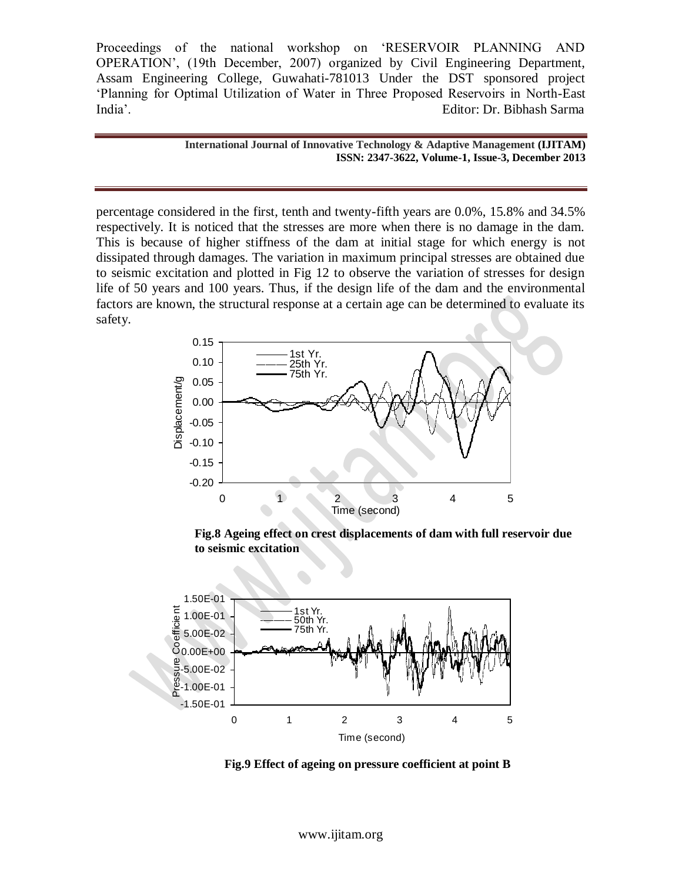percentage considered in the first, tenth and twenty-fifth years are 0.0%, 15.8% and 34.5% respectively. It is noticed that the stresses are more when there is no damage in the dam. This is because of higher stiffness of the dam at initial stage for which energy is not dissipated through damages. The variation in maximum principal stresses are obtained due to seismic excitation and plotted in Fig 12 to observe the variation of stresses for design life of 50 years and 100 years. Thus, if the design life of the dam and the environmental factors are known, the structural response at a certain age can be determined to evaluate its safety.

**Fig.8 Ageing effect on crest displacements of dam with full reservoir due to seismic excitation**

**Fig.9 Effect of ageing on pressure coefficient at point B**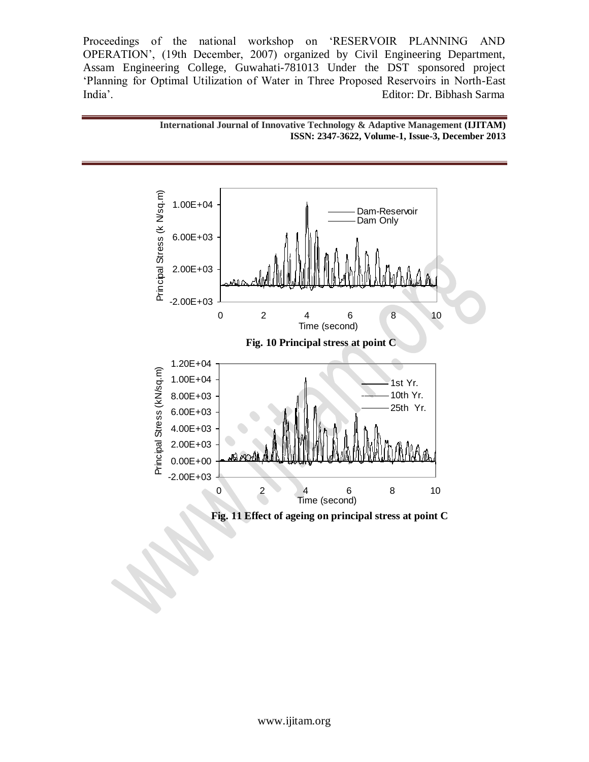Fig. 10 Principal stress at point C

Fig. 11 Effect of ageing on principal stress at point C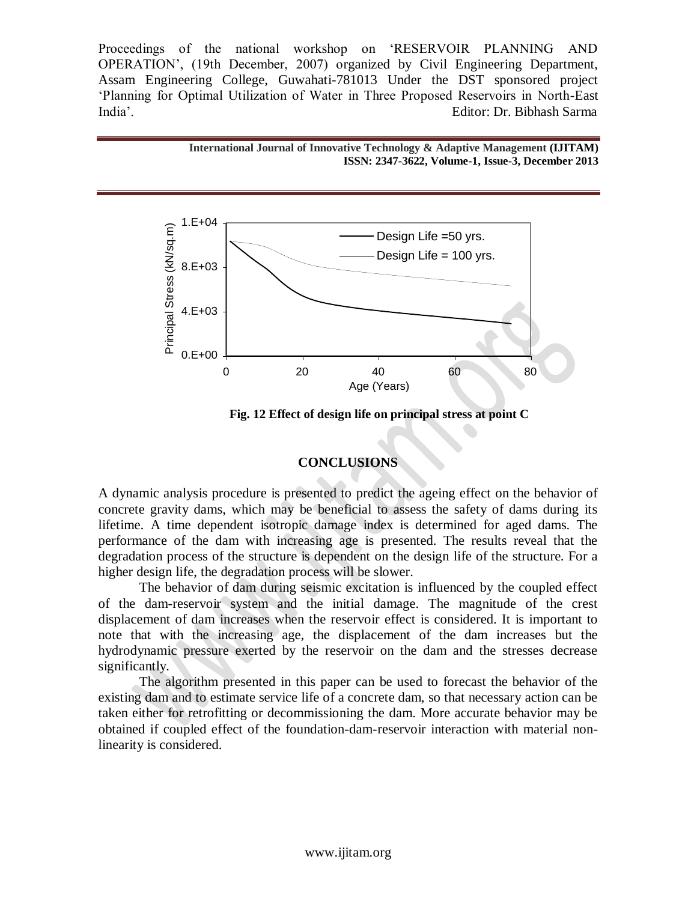Fig. 12 Effect of design life on principal stress at point C

## CONCLUSIONS

A dynamic analysis procedure is presented to predict the ageing effect on the behavior of concrete gravity dams, which may be beneficial to assess the safety of dams during its lifetime. A time dependent isotropic damage index is determined for aged dams. The performance of the dam with increasing age is presented. The results reveal that the degradation process of the structure is dependent on the design life of the structure. For a higher design life, the degradation process will be slower.

The behavior of dam during seismic excitation is influenced by the coupled effect of the dam-reservoir system and the initial damage. The magnitude of the crest displacement of dam increases when the reservoir effect is considered. It is important to note that with the increasing age, the displacement of the dam increases but the hydrodynamic pressure exerted by the reservoir on the dam and the stresses decrease significantly.

The algorithm presented in this paper can be used to forecast the behavior of the existing dam and to estimate service life of a concrete dam, so that necessary action can be taken either for retrofitting or decommissioning the dam. More accurate behavior may be obtained if coupled effect of the foundation-dam-reservoir interaction with material non-linearity is considered.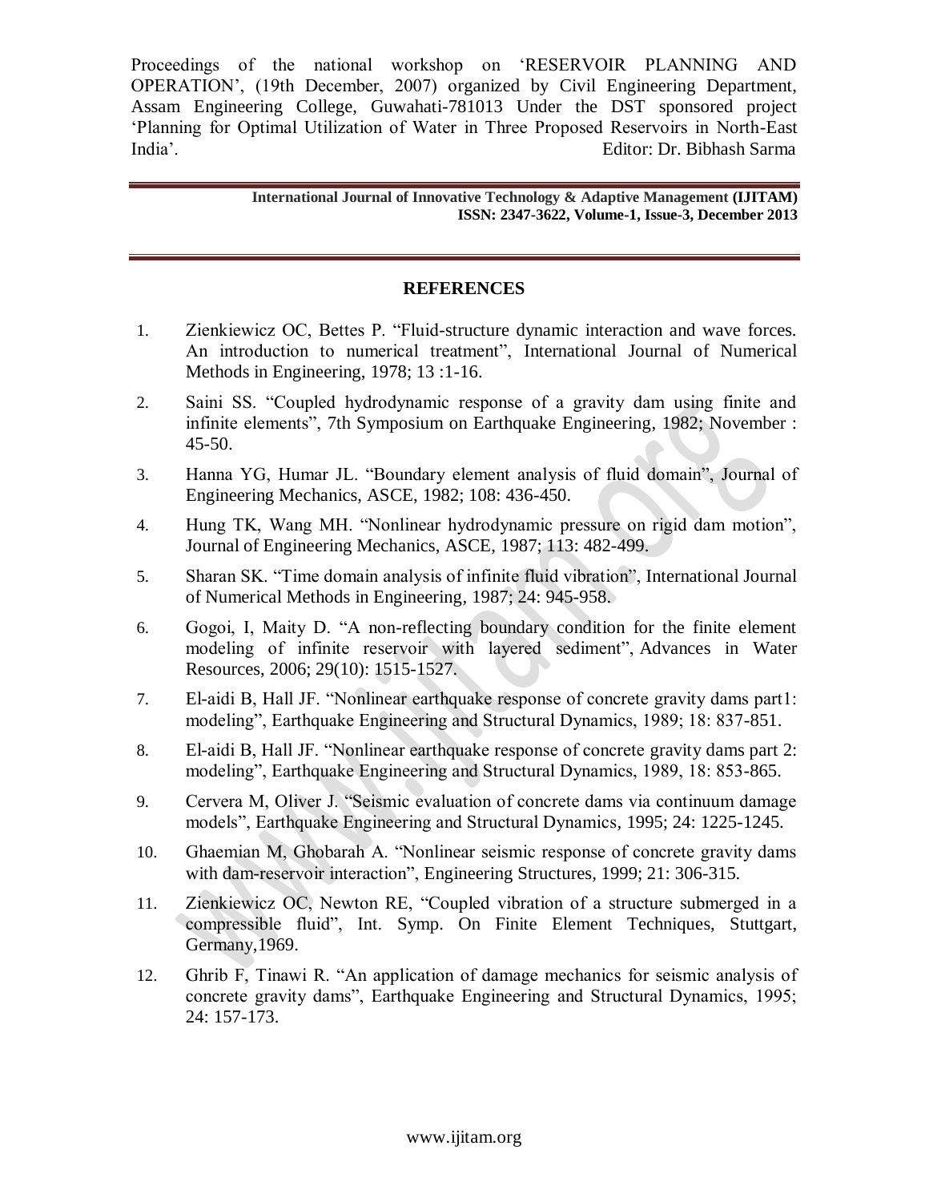## REFERENCES

1. Zienkiewicz OC, Bettes P. "Fluid-structure dynamic interaction and wave forces. An introduction to numerical treatment", International Journal of Numerical Methods in Engineering, 1978; 13 :1-16.
2. Saini SS. "Coupled hydrodynamic response of a gravity dam using finite and infinite elements", 7th Symposium on Earthquake Engineering, 1982; November : 45-50.
3. Hanna YG, Humar JL. "Boundary element analysis of fluid domain", Journal of Engineering Mechanics, ASCE, 1982; 108: 436-450.
4. Hung TK, Wang MH. "Nonlinear hydrodynamic pressure on rigid dam motion", Journal of Engineering Mechanics, ASCE, 1987; 113: 482-499.
5. Sharan SK. "Time domain analysis of infinite fluid vibration", International Journal of Numerical Methods in Engineering, 1987; 24: 945-958.
6. Gogoi, I, Maity D. "A non-reflecting boundary condition for the finite element modeling of infinite reservoir with layered sediment", Advances in Water Resources, 2006; 29(10): 1515-1527.
7. El-aidi B, Hall JF. "Nonlinear earthquake response of concrete gravity dams part1: modeling", Earthquake Engineering and Structural Dynamics, 1989; 18: 837-851.
8. El-aidi B, Hall JF. "Nonlinear earthquake response of concrete gravity dams part 2: modeling", Earthquake Engineering and Structural Dynamics, 1989, 18: 853-865.
9. Cervera M, Oliver J. "Seismic evaluation of concrete dams via continuum damage models", Earthquake Engineering and Structural Dynamics, 1995; 24: 1225-1245.
10. Ghaemian M, Ghobarah A. "Nonlinear seismic response of concrete gravity dams with dam-reservoir interaction", Engineering Structures, 1999; 21: 306-315.
11. Zienkiewicz OC, Newton RE, "Coupled vibration of a structure submerged in a compressible fluid", Int. Symp. On Finite Element Techniques, Stuttgart, Germany,1969.
12. Ghrib F, Tinawi R. "An application of damage mechanics for seismic analysis of concrete gravity dams", Earthquake Engineering and Structural Dynamics, 1995; 24: 157-173.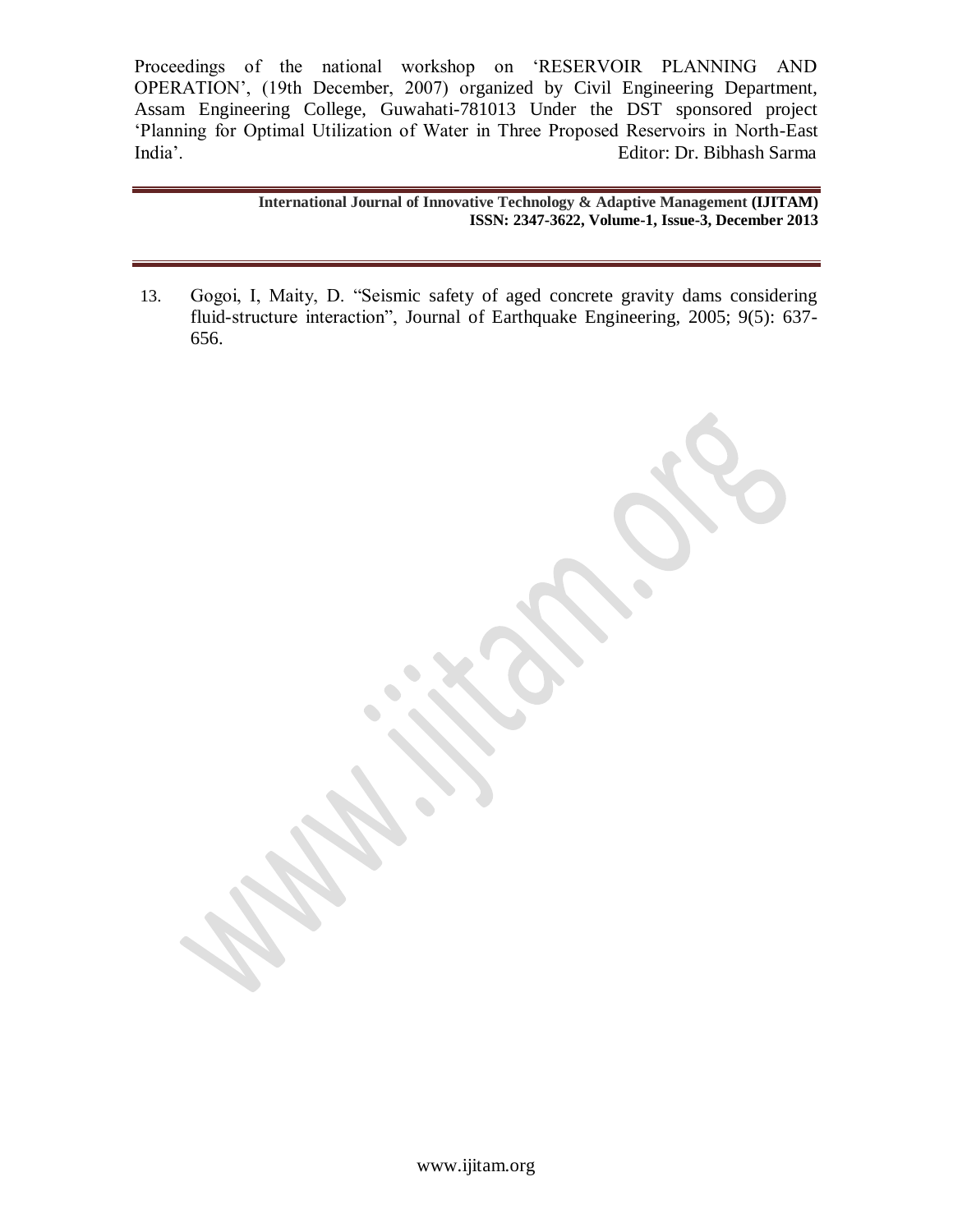13. Gogoi, I, Maity, D. “Seismic safety of aged concrete gravity dams considering fluid-structure interaction”, Journal of Earthquake Engineering, 2005; 9(5): 637-656.